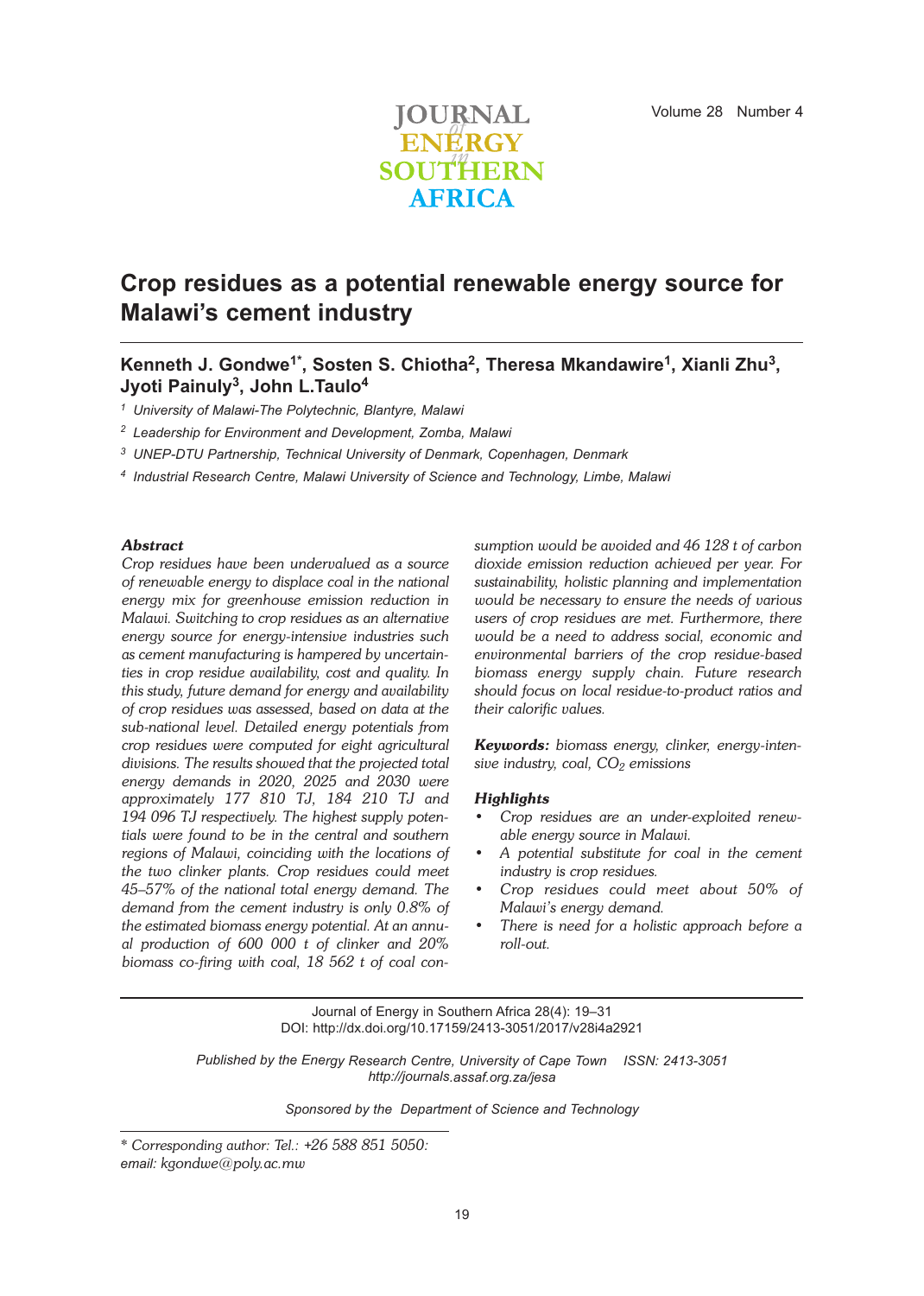# Crop residues as a potential renewable energy source for Malawi's cement industry

**Kenneth J. Gondwe[1*], Sosten S. Chiotha[2], Theresa Mkandawire[1], Xianli Zhu[3], Jyoti Painuly[3], John L.Taulo[4]**

[1] *University of Malawi-The Polytechnic, Blantyre, Malawi*

[2] *Leadership for Environment and Development, Zomba, Malawi*

[3] *UNEP-DTU Partnership, Technical University of Denmark, Copenhagen, Denmark*

[4] *Industrial Research Centre, Malawi University of Science and Technology, Limbe, Malawi*

### Abstract

*Crop residues have been undervalued as a source of renewable energy to displace coal in the national energy mix for greenhouse emission reduction in Malawi. Switching to crop residues as an alternative energy source for energy-intensive industries such as cement manufacturing is hampered by uncertainties in crop residue availability, cost and quality. In this study, future demand for energy and availability of crop residues was assessed, based on data at the sub-national level. Detailed energy potentials from crop residues were computed for eight agricultural divisions. The results showed that the projected total energy demands in 2020, 2025 and 2030 were approximately 177 810 TJ, 184 210 TJ and 194 096 TJ respectively. The highest supply potentials were found to be in the central and southern regions of Malawi, coinciding with the locations of the two clinker plants. Crop residues could meet 45–57% of the national total energy demand. The demand from the cement industry is only 0.8% of the estimated biomass energy potential. At an annual production of 600 000 t of clinker and 20% biomass co-firing with coal, 18 562 t of coal consumption would be avoided and 46 128 t of carbon dioxide emission reduction achieved per year. For sustainability, holistic planning and implementation would be necessary to ensure the needs of various users of crop residues are met. Furthermore, there would be a need to address social, economic and environmental barriers of the crop residue-based biomass energy supply chain. Future research should focus on local residue-to-product ratios and their calorific values.*

***Keywords:*** *biomass energy, clinker, energy-intensive industry, coal, $CO_2$ emissions*

### Highlights

- *Crop residues are an under-exploited renewable energy source in Malawi.*
- *A potential substitute for coal in the cement industry is crop residues.*
- *Crop residues could meet about 50% of Malawi's energy demand.*
- *There is need for a holistic approach before a roll-out.*

Journal of Energy in Southern Africa 28(4): 19–31
DOI: http://dx.doi.org/10.17159/2413-3051/2017/v28i4a2921

*Published by the Energy Research Centre, University of Cape Town ISSN: 2413-3051*
*http://journals.assaf.org.za/jesa*

*Sponsored by the Department of Science and Technology*

\* *Corresponding author: Tel.: +26 588 851 5050: email: kgondwe@poly.ac.mw*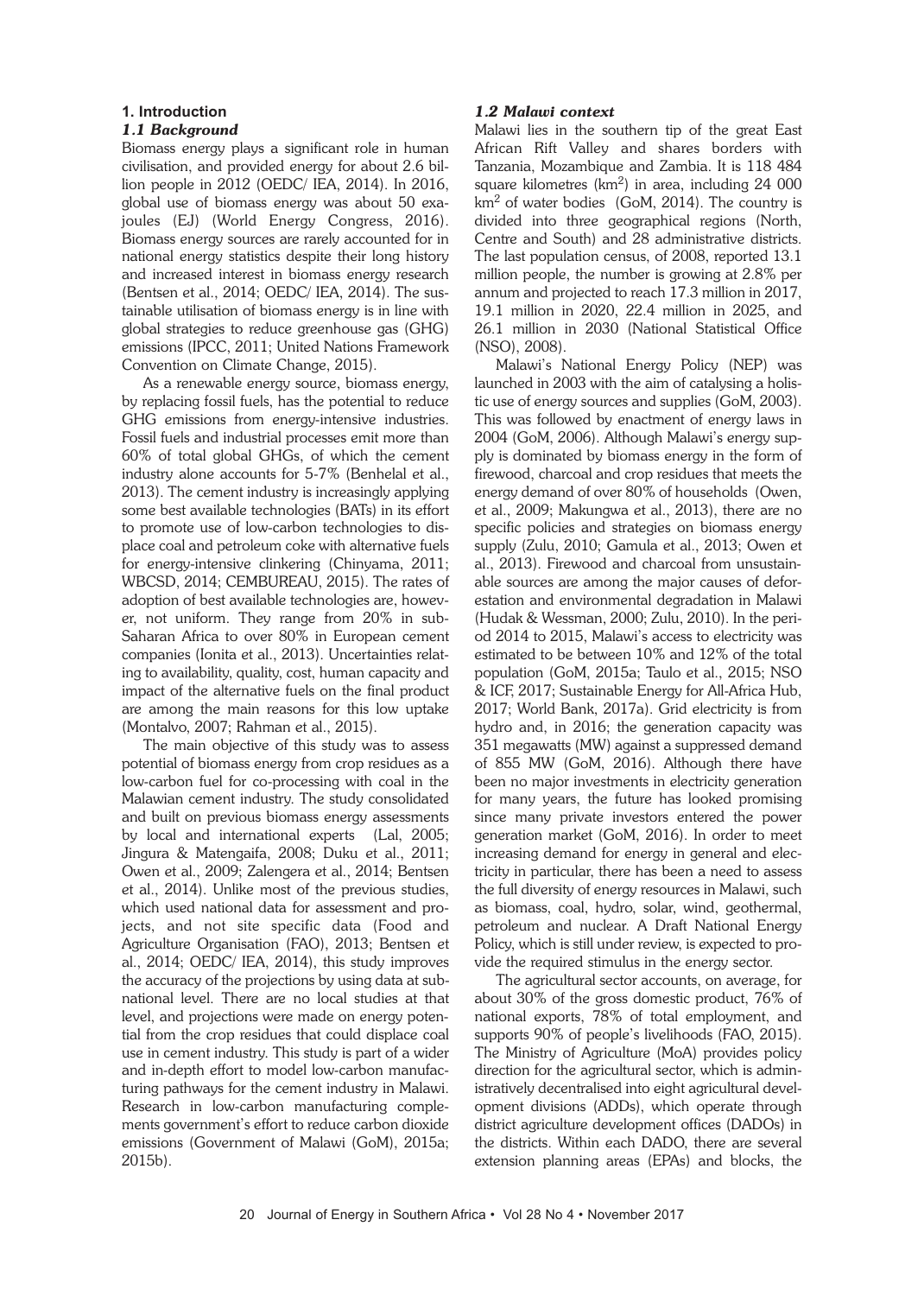## 1. Introduction

### *1.1 Background*

Biomass energy plays a significant role in human civilisation, and provided energy for about 2.6 billion people in 2012 (OEDC/ IEA, 2014). In 2016, global use of biomass energy was about 50 exajoules (EJ) (World Energy Congress, 2016). Biomass energy sources are rarely accounted for in national energy statistics despite their long history and increased interest in biomass energy research (Bentsen et al., 2014; OEDC/ IEA, 2014). The sustainable utilisation of biomass energy is in line with global strategies to reduce greenhouse gas (GHG) emissions (IPCC, 2011; United Nations Framework Convention on Climate Change, 2015).

As a renewable energy source, biomass energy, by replacing fossil fuels, has the potential to reduce GHG emissions from energy-intensive industries. Fossil fuels and industrial processes emit more than 60% of total global GHGs, of which the cement industry alone accounts for 5-7% (Benhelal et al., 2013). The cement industry is increasingly applying some best available technologies (BATs) in its effort to promote use of low-carbon technologies to displace coal and petroleum coke with alternative fuels for energy-intensive clinkering (Chinyama, 2011; WBCSD, 2014; CEMBUREAU, 2015). The rates of adoption of best available technologies are, however, not uniform. They range from 20% in sub-Saharan Africa to over 80% in European cement companies (Ionita et al., 2013). Uncertainties relating to availability, quality, cost, human capacity and impact of the alternative fuels on the final product are among the main reasons for this low uptake (Montalvo, 2007; Rahman et al., 2015).

The main objective of this study was to assess potential of biomass energy from crop residues as a low-carbon fuel for co-processing with coal in the Malawian cement industry. The study consolidated and built on previous biomass energy assessments by local and international experts (Lal, 2005; Jingura & Matengaifa, 2008; Duku et al., 2011; Owen et al., 2009; Zalengera et al., 2014; Bentsen et al., 2014). Unlike most of the previous studies, which used national data for assessment and projects, and not site specific data (Food and Agriculture Organisation (FAO), 2013; Bentsen et al., 2014; OEDC/ IEA, 2014), this study improves the accuracy of the projections by using data at subnational level. There are no local studies at that level, and projections were made on energy potential from the crop residues that could displace coal use in cement industry. This study is part of a wider and in-depth effort to model low-carbon manufacturing pathways for the cement industry in Malawi. Research in low-carbon manufacturing complements government's effort to reduce carbon dioxide emissions (Government of Malawi (GoM), 2015a; 2015b).

### *1.2 Malawi context*

Malawi lies in the southern tip of the great East African Rift Valley and shares borders with Tanzania, Mozambique and Zambia. It is 118 484 square kilometres (km$^2$) in area, including 24 000 km$^2$ of water bodies (GoM, 2014). The country is divided into three geographical regions (North, Centre and South) and 28 administrative districts. The last population census, of 2008, reported 13.1 million people, the number is growing at 2.8% per annum and projected to reach 17.3 million in 2017, 19.1 million in 2020, 22.4 million in 2025, and 26.1 million in 2030 (National Statistical Office (NSO), 2008).

Malawi's National Energy Policy (NEP) was launched in 2003 with the aim of catalysing a holistic use of energy sources and supplies (GoM, 2003). This was followed by enactment of energy laws in 2004 (GoM, 2006). Although Malawi's energy supply is dominated by biomass energy in the form of firewood, charcoal and crop residues that meets the energy demand of over 80% of households (Owen, et al., 2009; Makungwa et al., 2013), there are no specific policies and strategies on biomass energy supply (Zulu, 2010; Gamula et al., 2013; Owen et al., 2013). Firewood and charcoal from unsustainable sources are among the major causes of deforestation and environmental degradation in Malawi (Hudak & Wessman, 2000; Zulu, 2010). In the period 2014 to 2015, Malawi's access to electricity was estimated to be between 10% and 12% of the total population (GoM, 2015a; Taulo et al., 2015; NSO & ICF, 2017; Sustainable Energy for All-Africa Hub, 2017; World Bank, 2017a). Grid electricity is from hydro and, in 2016; the generation capacity was 351 megawatts (MW) against a suppressed demand of 855 MW (GoM, 2016). Although there have been no major investments in electricity generation for many years, the future has looked promising since many private investors entered the power generation market (GoM, 2016). In order to meet increasing demand for energy in general and electricity in particular, there has been a need to assess the full diversity of energy resources in Malawi, such as biomass, coal, hydro, solar, wind, geothermal, petroleum and nuclear. A Draft National Energy Policy, which is still under review, is expected to provide the required stimulus in the energy sector.

The agricultural sector accounts, on average, for about 30% of the gross domestic product, 76% of national exports, 78% of total employment, and supports 90% of people's livelihoods (FAO, 2015). The Ministry of Agriculture (MoA) provides policy direction for the agricultural sector, which is administratively decentralised into eight agricultural development divisions (ADDs), which operate through district agriculture development offices (DADOs) in the districts. Within each DADO, there are several extension planning areas (EPAs) and blocks, the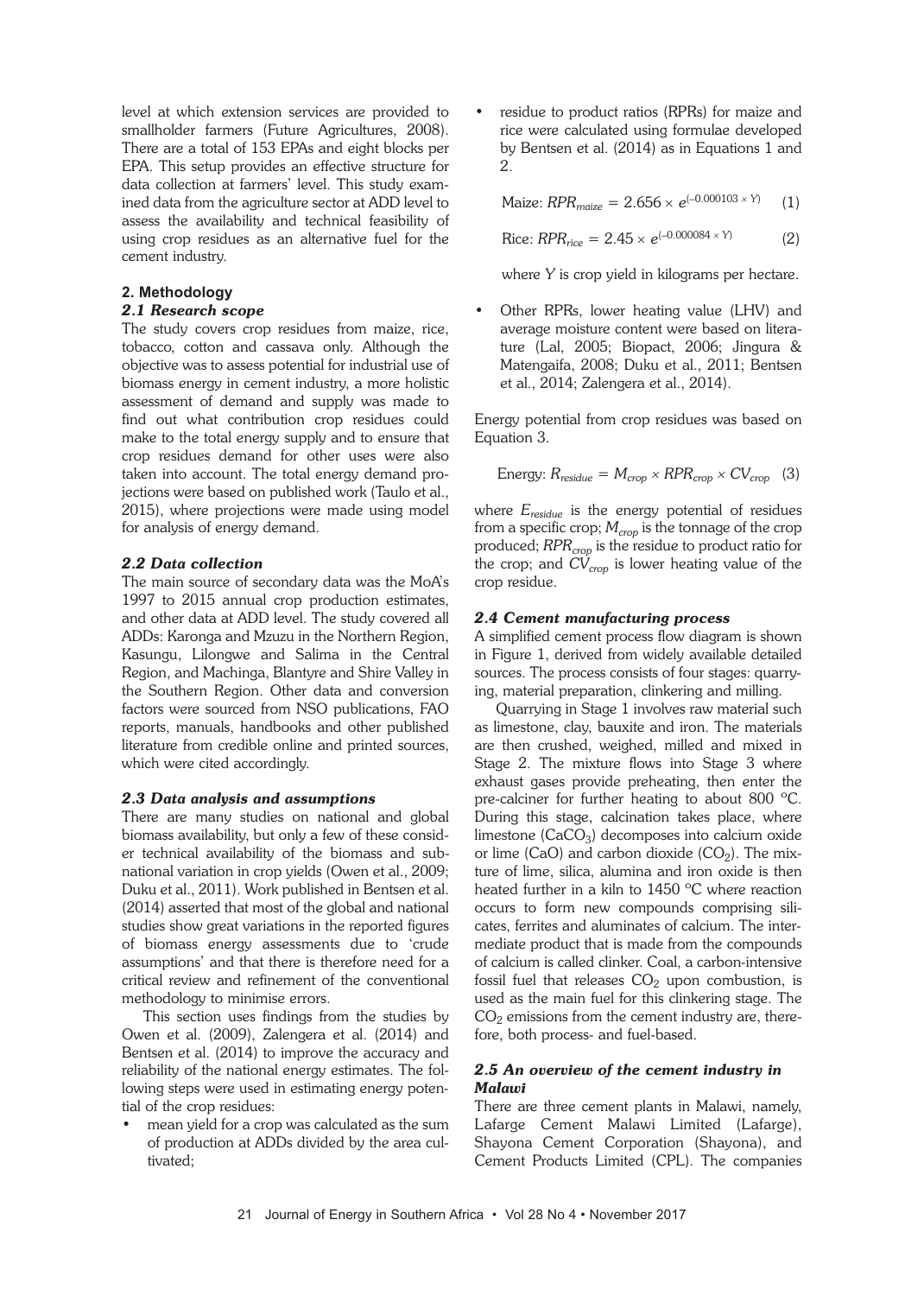level at which extension services are provided to smallholder farmers (Future Agricultures, 2008). There are a total of 153 EPAs and eight blocks per EPA. This setup provides an effective structure for data collection at farmers' level. This study examined data from the agriculture sector at ADD level to assess the availability and technical feasibility of using crop residues as an alternative fuel for the cement industry.

## 2. Methodology

### *2.1 Research scope*

The study covers crop residues from maize, rice, tobacco, cotton and cassava only. Although the objective was to assess potential for industrial use of biomass energy in cement industry, a more holistic assessment of demand and supply was made to find out what contribution crop residues could make to the total energy supply and to ensure that crop residues demand for other uses were also taken into account. The total energy demand projections were based on published work (Taulo et al., 2015), where projections were made using model for analysis of energy demand.

### *2.2 Data collection*

The main source of secondary data was the MoA's 1997 to 2015 annual crop production estimates, and other data at ADD level. The study covered all ADDs: Karonga and Mzuzu in the Northern Region, Kasungu, Lilongwe and Salima in the Central Region, and Machinga, Blantyre and Shire Valley in the Southern Region. Other data and conversion factors were sourced from NSO publications, FAO reports, manuals, handbooks and other published literature from credible online and printed sources, which were cited accordingly.

### *2.3 Data analysis and assumptions*

There are many studies on national and global biomass availability, but only a few of these consider technical availability of the biomass and sub-national variation in crop yields (Owen et al., 2009; Duku et al., 2011). Work published in Bentsen et al. (2014) asserted that most of the global and national studies show great variations in the reported figures of biomass energy assessments due to 'crude assumptions' and that there is therefore need for a critical review and refinement of the conventional methodology to minimise errors.

This section uses findings from the studies by Owen et al. (2009), Zalengera et al. (2014) and Bentsen et al. (2014) to improve the accuracy and reliability of the national energy estimates. The following steps were used in estimating energy potential of the crop residues:

- mean yield for a crop was calculated as the sum of production at ADDs divided by the area cultivated;
- residue to product ratios (RPRs) for maize and rice were calculated using formulae developed by Bentsen et al. (2014) as in Equations 1 and 2.

$$\text{Maize: } RPR_{maize} = 2.656 \times e^{(-0.000103 \times Y)} \quad (1)$$

$$\text{Rice: } RPR_{rice} = 2.45 \times e^{(-0.000084 \times Y)} \quad (2)$$

where $Y$ is crop yield in kilograms per hectare.

- Other RPRs, lower heating value (LHV) and average moisture content were based on literature (Lal, 2005; Biopact, 2006; Jingura & Matengaifa, 2008; Duku et al., 2011; Bentsen et al., 2014; Zalengera et al., 2014).

Energy potential from crop residues was based on Equation 3.

$$\text{Energy: } R_{residue} = M_{crop} \times RPR_{crop} \times CV_{crop} \quad (3)$$

where $E_{residue}$ is the energy potential of residues from a specific crop; $M_{crop}$ is the tonnage of the crop produced; $RPR_{crop}$ is the residue to product ratio for the crop; and $CV_{crop}$ is lower heating value of the crop residue.

### *2.4 Cement manufacturing process*

A simplified cement process flow diagram is shown in Figure 1, derived from widely available detailed sources. The process consists of four stages: quarrying, material preparation, clinkering and milling.

Quarrying in Stage 1 involves raw material such as limestone, clay, bauxite and iron. The materials are then crushed, weighed, milled and mixed in Stage 2. The mixture flows into Stage 3 where exhaust gases provide preheating, then enter the pre-calciner for further heating to about 800 °C. During this stage, calcination takes place, where limestone ($CaCO_3$) decomposes into calcium oxide or lime ($CaO$) and carbon dioxide ($CO_2$). The mixture of lime, silica, alumina and iron oxide is then heated further in a kiln to 1450 °C where reaction occurs to form new compounds comprising silicates, ferrites and aluminates of calcium. The intermediate product that is made from the compounds of calcium is called clinker. Coal, a carbon-intensive fossil fuel that releases $CO_2$ upon combustion, is used as the main fuel for this clinkering stage. The $CO_2$ emissions from the cement industry are, therefore, both process- and fuel-based.

### *2.5 An overview of the cement industry in Malawi*

There are three cement plants in Malawi, namely, Lafarge Cement Malawi Limited (Lafarge), Shayona Cement Corporation (Shayona), and Cement Products Limited (CPL). The companies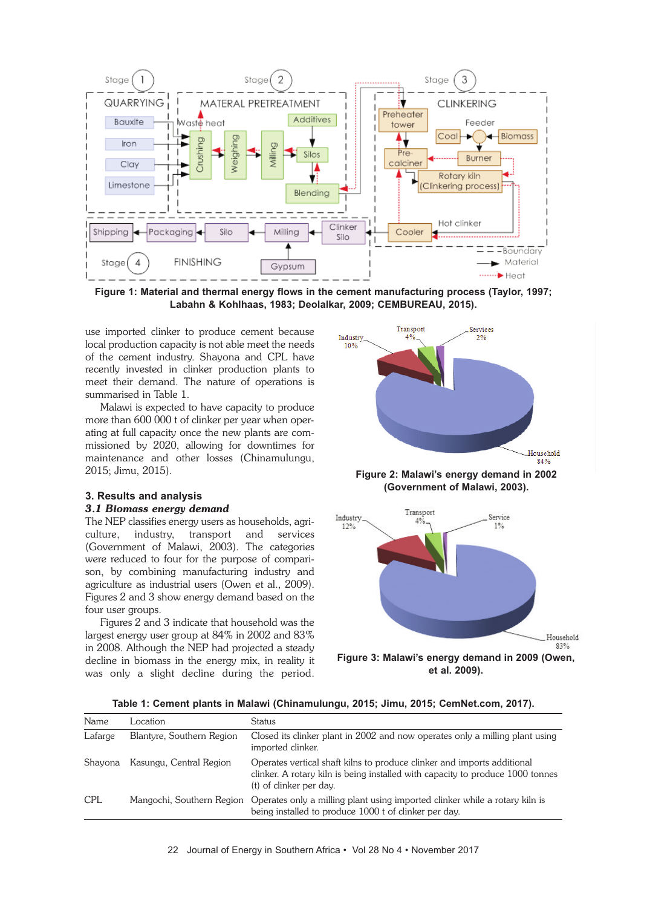Figure 1: Material and thermal energy flows in the cement manufacturing process (Taylor, 1997; Labahn & Kohlhaas, 1983; Deolalkar, 2009; CEMBUREAU, 2015).

use imported clinker to produce cement because local production capacity is not able meet the needs of the cement industry. Shayona and CPL have recently invested in clinker production plants to meet their demand. The nature of operations is summarised in Table 1.

Malawi is expected to have capacity to produce more than 600 000 t of clinker per year when operating at full capacity once the new plants are commissioned by 2020, allowing for downtimes for maintenance and other losses (Chinamulungu, 2015; Jimu, 2015).

## 3. Results and analysis

### 3.1 Biomass energy demand

The NEP classifies energy users as households, agriculture, industry, transport and services (Government of Malawi, 2003). The categories were reduced to four for the purpose of comparison, by combining manufacturing industry and agriculture as industrial users (Owen et al., 2009). Figures 2 and 3 show energy demand based on the four user groups.

Figures 2 and 3 indicate that household was the largest energy user group at 84% in 2002 and 83% in 2008. Although the NEP had projected a steady decline in biomass in the energy mix, in reality it was only a slight decline during the period.

Figure 2: Malawi's energy demand in 2002 (Government of Malawi, 2003).

Figure 3: Malawi's energy demand in 2009 (Owen, et al. 2009).

Table 1: Cement plants in Malawi (Chinamulungu, 2015; Jimu, 2015; CemNet.com, 2017).

| Name | Location | Status |
|---|---|---|
| Lafarge | Blantyre, Southern Region | Closed its clinker plant in 2002 and now operates only a milling plant using imported clinker. |
| Shayona | Kasungu, Central Region | Operates vertical shaft kilns to produce clinker and imports additional clinker. A rotary kiln is being installed with capacity to produce 1000 tonnes (t) of clinker per day. |
| CPL | Mangochi, Southern Region | Operates only a milling plant using imported clinker while a rotary kiln is being installed to produce 1000 t of clinker per day. |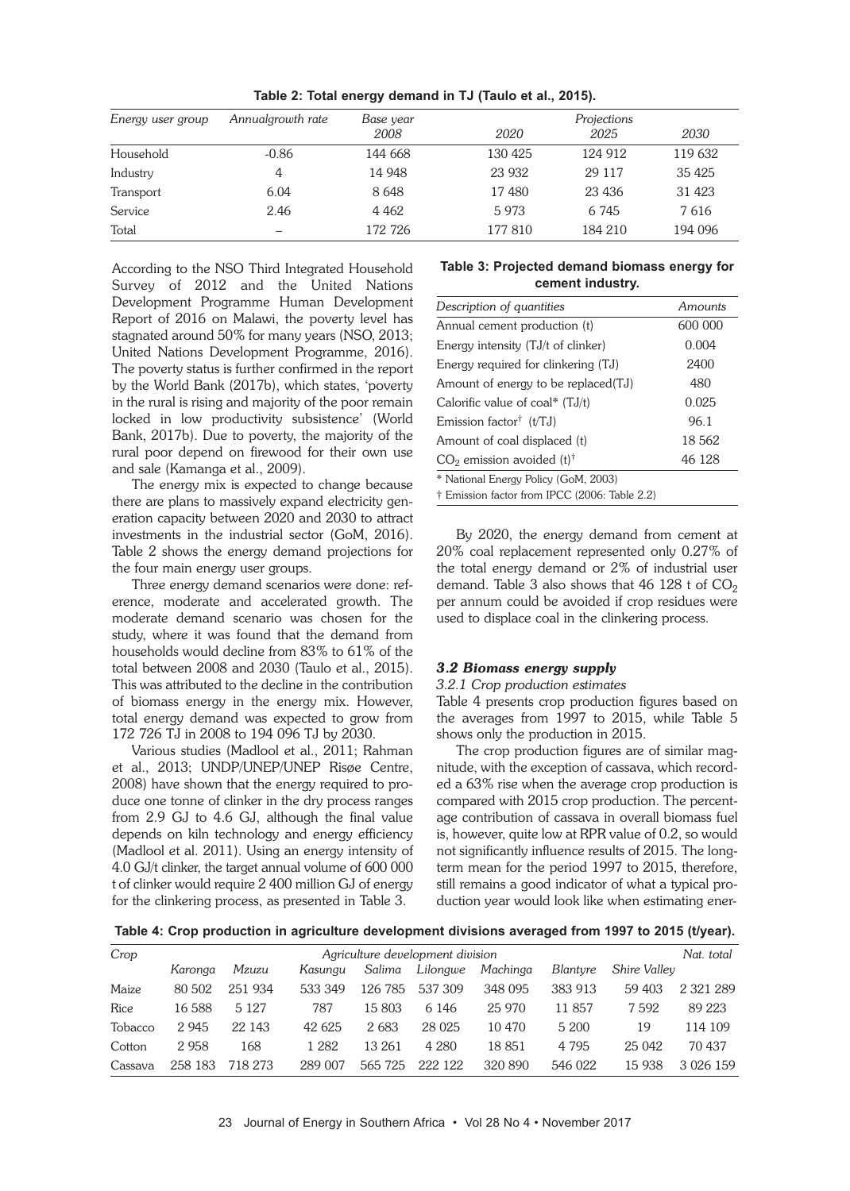**Table 2: Total energy demand in TJ (Taulo et al., 2015).**

| *Energy user group* | *Annualgrowth rate* | *Base year* | *Projections* | | |
|---|---|---|---|---|---|
| | | *2008* | *2020* | *2025* | *2030* |
| Household | -0.86 | 144 668 | 130 425 | 124 912 | 119 632 |
| Industry | 4 | 14 948 | 23 932 | 29 117 | 35 425 |
| Transport | 6.04 | 8 648 | 17 480 | 23 436 | 31 423 |
| Service | 2.46 | 4 462 | 5 973 | 6 745 | 7 616 |
| Total | – | 172 726 | 177 810 | 184 210 | 194 096 |

According to the NSO Third Integrated Household Survey of 2012 and the United Nations Development Programme Human Development Report of 2016 on Malawi, the poverty level has stagnated around 50% for many years (NSO, 2013; United Nations Development Programme, 2016). The poverty status is further confirmed in the report by the World Bank (2017b), which states, 'poverty in the rural is rising and majority of the poor remain locked in low productivity subsistence' (World Bank, 2017b). Due to poverty, the majority of the rural poor depend on firewood for their own use and sale (Kamanga et al., 2009).

The energy mix is expected to change because there are plans to massively expand electricity generation capacity between 2020 and 2030 to attract investments in the industrial sector (GoM, 2016). Table 2 shows the energy demand projections for the four main energy user groups.

Three energy demand scenarios were done: reference, moderate and accelerated growth. The moderate demand scenario was chosen for the study, where it was found that the demand from households would decline from 83% to 61% of the total between 2008 and 2030 (Taulo et al., 2015). This was attributed to the decline in the contribution of biomass energy in the energy mix. However, total energy demand was expected to grow from 172 726 TJ in 2008 to 194 096 TJ by 2030.

Various studies (Madlool et al., 2011; Rahman et al., 2013; UNDP/UNEP/UNEP Risøe Centre, 2008) have shown that the energy required to produce one tonne of clinker in the dry process ranges from 2.9 GJ to 4.6 GJ, although the final value depends on kiln technology and energy efficiency (Madlool et al. 2011). Using an energy intensity of 4.0 GJ/t clinker, the target annual volume of 600 000 t of clinker would require 2 400 million GJ of energy for the clinkering process, as presented in Table 3.

**Table 3: Projected demand biomass energy for cement industry.**

| *Description of quantities* | *Amounts* |
|---|---|
| Annual cement production (t) | 600 000 |
| Energy intensity (TJ/t of clinker) | 0.004 |
| Energy required for clinkering (TJ) | 2400 |
| Amount of energy to be replaced(TJ) | 480 |
| Calorific value of coal* (TJ/t) | 0.025 |
| Emission factor† (t/TJ) | 96.1 |
| Amount of coal displaced (t) | 18 562 |
| $CO_2$ emission avoided (t)† | 46 128 |

\* National Energy Policy (GoM, 2003)
† Emission factor from IPCC (2006: Table 2.2)

By 2020, the energy demand from cement at 20% coal replacement represented only 0.27% of the total energy demand or 2% of industrial user demand. Table 3 also shows that 46 128 t of $CO_2$ per annum could be avoided if crop residues were used to displace coal in the clinkering process.

### *3.2 Biomass energy supply*

#### *3.2.1 Crop production estimates*

Table 4 presents crop production figures based on the averages from 1997 to 2015, while Table 5 shows only the production in 2015.

The crop production figures are of similar magnitude, with the exception of cassava, which recorded a 63% rise when the average crop production is compared with 2015 crop production. The percentage contribution of cassava in overall biomass fuel is, however, quite low at RPR value of 0.2, so would not significantly influence results of 2015. The long-term mean for the period 1997 to 2015, therefore, still remains a good indicator of what a typical production year would look like when estimating ener-

**Table 4: Crop production in agriculture development divisions averaged from 1997 to 2015 (t/year).**

| *Crop* | *Agriculture development division* | | | | | | | | *Nat. total* |
|---|---|---|---|---|---|---|---|---|---|
| | *Karonga* | *Mzuzu* | *Kasungu* | *Salima* | *Lilongwe* | *Machinga* | *Blantyre* | *Shire Valley* | |
| Maize | 80 502 | 251 934 | 533 349 | 126 785 | 537 309 | 348 095 | 383 913 | 59 403 | 2 321 289 |
| Rice | 16 588 | 5 127 | 787 | 15 803 | 6 146 | 25 970 | 11 857 | 7 592 | 89 223 |
| Tobacco | 2 945 | 22 143 | 42 625 | 2 683 | 28 025 | 10 470 | 5 200 | 19 | 114 109 |
| Cotton | 2 958 | 168 | 1 282 | 13 261 | 4 280 | 18 851 | 4 795 | 25 042 | 70 437 |
| Cassava | 258 183 | 718 273 | 289 007 | 565 725 | 222 122 | 320 890 | 546 022 | 15 938 | 3 026 159 |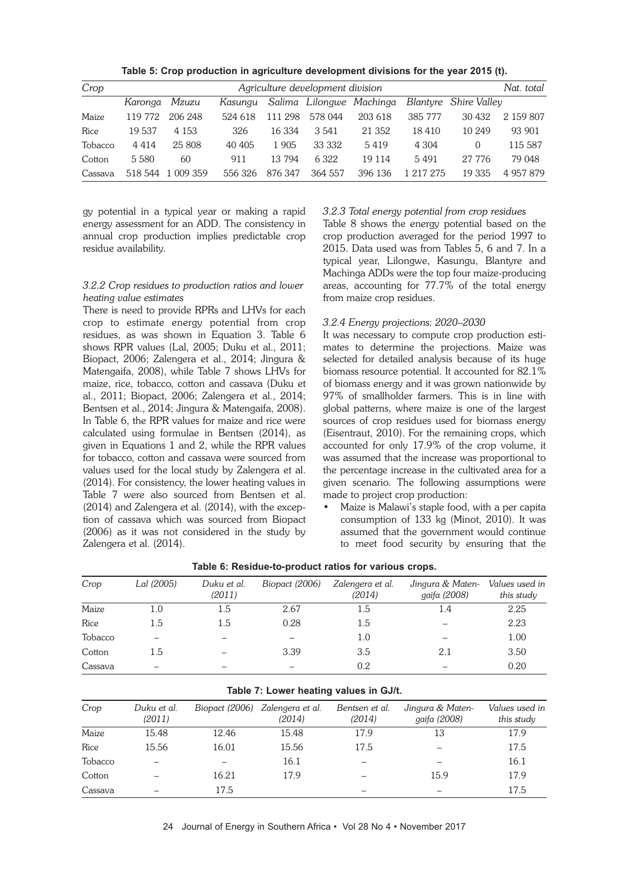**Table 5: Crop production in agriculture development divisions for the year 2015 (t).**

| Crop | Agriculture development division | | | | | | | | Nat. total |
|---|---|---|---|---|---|---|---|---|---|
| | Karonga | Mzuzu | Kasungu | Salima | Lilongwe | Machinga | Blantyre | Shire Valley | |
| Maize | 119 772 | 206 248 | 524 618 | 111 298 | 578 044 | 203 618 | 385 777 | 30 432 | 2 159 807 |
| Rice | 19 537 | 4 153 | 326 | 16 334 | 3 541 | 21 352 | 18 410 | 10 249 | 93 901 |
| Tobacco | 4 414 | 25 808 | 40 405 | 1 905 | 33 332 | 5 419 | 4 304 | 0 | 115 587 |
| Cotton | 5 580 | 60 | 911 | 13 794 | 6 322 | 19 114 | 5 491 | 27 776 | 79 048 |
| Cassava | 518 544 | 1 009 359 | 556 326 | 876 347 | 364 557 | 396 136 | 1 217 275 | 19 335 | 4 957 879 |

gy potential in a typical year or making a rapid energy assessment for an ADD. The consistency in annual crop production implies predictable crop residue availability.

#### 3.2.2 Crop residues to production ratios and lower heating value estimates

There is need to provide RPRs and LHVs for each crop to estimate energy potential from crop residues, as was shown in Equation 3. Table 6 shows RPR values (Lal, 2005; Duku et al., 2011; Biopact, 2006; Zalengera et al., 2014; Jingura & Matengaifa, 2008), while Table 7 shows LHVs for maize, rice, tobacco, cotton and cassava (Duku et al., 2011; Biopact, 2006; Zalengera et al., 2014; Bentsen et al., 2014; Jingura & Matengaifa, 2008). In Table 6, the RPR values for maize and rice were calculated using formulae in Bentsen (2014), as given in Equations 1 and 2, while the RPR values for tobacco, cotton and cassava were sourced from values used for the local study by Zalengera et al. (2014). For consistency, the lower heating values in Table 7 were also sourced from Bentsen et al. (2014) and Zalengera et al. (2014), with the exception of cassava which was sourced from Biopact (2006) as it was not considered in the study by Zalengera et al. (2014).

#### 3.2.3 Total energy potential from crop residues

Table 8 shows the energy potential based on the crop production averaged for the period 1997 to 2015. Data used was from Tables 5, 6 and 7. In a typical year, Lilongwe, Kasungu, Blantyre and Machinga ADDs were the top four maize-producing areas, accounting for 77.7% of the total energy from maize crop residues.

#### 3.2.4 Energy projections: 2020–2030

It was necessary to compute crop production estimates to determine the projections. Maize was selected for detailed analysis because of its huge biomass resource potential. It accounted for 82.1% of biomass energy and it was grown nationwide by 97% of smallholder farmers. This is in line with global patterns, where maize is one of the largest sources of crop residues used for biomass energy (Eisentraut, 2010). For the remaining crops, which accounted for only 17.9% of the crop volume, it was assumed that the increase was proportional to the percentage increase in the cultivated area for a given scenario. The following assumptions were made to project crop production:

- Maize is Malawi's staple food, with a per capita consumption of 133 kg (Minot, 2010). It was assumed that the government would continue to meet food security by ensuring that the

**Table 6: Residue-to-product ratios for various crops.**

| Crop | Lal (2005) | Duku et al. (2011) | Biopact (2006) | Zalengera et al. (2014) | Jingura & Matengaifa (2008) | Values used in this study |
|---|---|---|---|---|---|---|
| Maize | 1.0 | 1.5 | 2.67 | 1.5 | 1.4 | 2.25 |
| Rice | 1.5 | 1.5 | 0.28 | 1.5 | – | 2.23 |
| Tobacco | – | – | – | 1.0 | – | 1.00 |
| Cotton | 1.5 | – | 3.39 | 3.5 | 2.1 | 3.50 |
| Cassava | – | – | – | 0.2 | – | 0.20 |

**Table 7: Lower heating values in GJ/t.**

| Crop | Duku et al. (2011) | Biopact (2006) | Zalengera et al. (2014) | Bentsen et al. (2014) | Jingura & Matengaifa (2008) | Values used in this study |
|---|---|---|---|---|---|---|
| Maize | 15.48 | 12.46 | 15.48 | 17.9 | 13 | 17.9 |
| Rice | 15.56 | 16.01 | 15.56 | 17.5 | – | 17.5 |
| Tobacco | – | – | 16.1 | – | – | 16.1 |
| Cotton | – | 16.21 | 17.9 | – | 15.9 | 17.9 |
| Cassava | – | 17.5 | | – | – | 17.5 |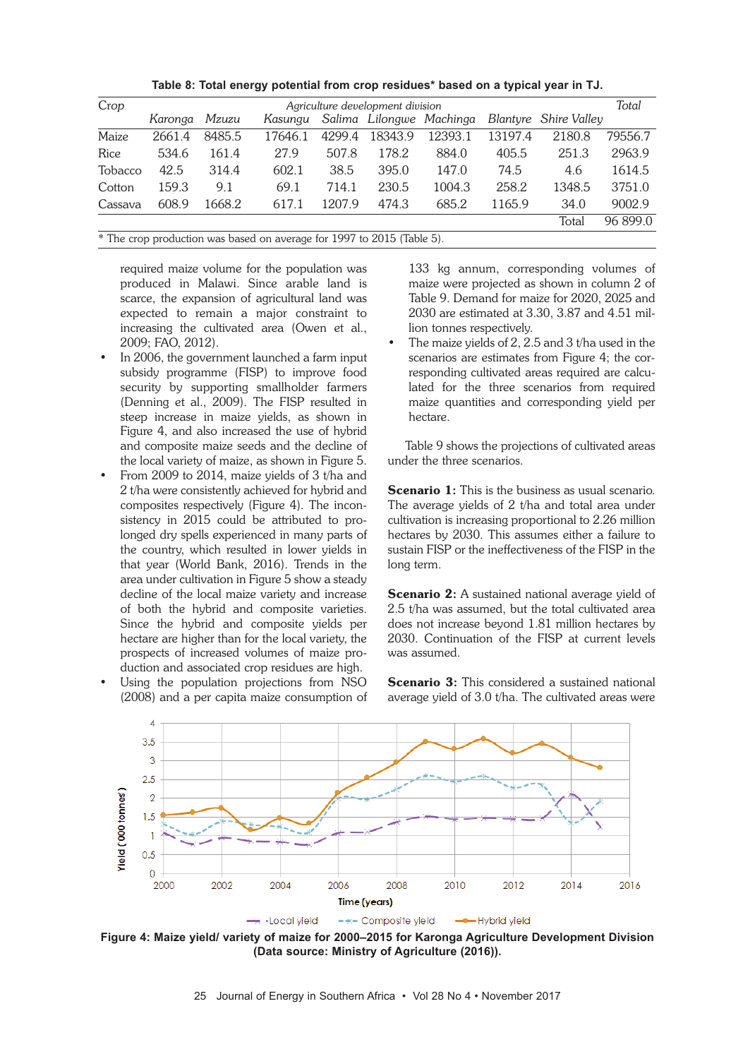**Table 8: Total energy potential from crop residues* based on a typical year in TJ.**

| Crop | *Agriculture development division* | | | | | | | | *Total* |
|---|---|---|---|---|---|---|---|---|---|
| | *Karonga* | *Mzuzu* | *Kasungu* | *Salima* | *Lilongwe* | *Machinga* | *Blantyre* | *Shire Valley* | |
| Maize | 2661.4 | 8485.5 | 17646.1 | 4299.4 | 18343.9 | 12393.1 | 13197.4 | 2180.8 | 79556.7 |
| Rice | 534.6 | 161.4 | 27.9 | 507.8 | 178.2 | 884.0 | 405.5 | 251.3 | 2963.9 |
| Tobacco | 42.5 | 314.4 | 602.1 | 38.5 | 395.0 | 147.0 | 74.5 | 4.6 | 1614.5 |
| Cotton | 159.3 | 9.1 | 69.1 | 714.1 | 230.5 | 1004.3 | 258.2 | 1348.5 | 3751.0 |
| Cassava | 608.9 | 1668.2 | 617.1 | 1207.9 | 474.3 | 685.2 | 1165.9 | 34.0 | 9002.9 |
| | | | | | | | | Total | 96 899.0 |

\* The crop production was based on average for 1997 to 2015 (Table 5).

required maize volume for the population was produced in Malawi. Since arable land is scarce, the expansion of agricultural land was expected to remain a major constraint to increasing the cultivated area (Owen et al., 2009; FAO, 2012).

- In 2006, the government launched a farm input subsidy programme (FISP) to improve food security by supporting smallholder farmers (Denning et al., 2009). The FISP resulted in steep increase in maize yields, as shown in Figure 4, and also increased the use of hybrid and composite maize seeds and the decline of the local variety of maize, as shown in Figure 5.
- From 2009 to 2014, maize yields of 3 t/ha and 2 t/ha were consistently achieved for hybrid and composites respectively (Figure 4). The inconsistency in 2015 could be attributed to prolonged dry spells experienced in many parts of the country, which resulted in lower yields in that year (World Bank, 2016). Trends in the area under cultivation in Figure 5 show a steady decline of the local maize variety and increase of both the hybrid and composite varieties. Since the hybrid and composite yields per hectare are higher than for the local variety, the prospects of increased volumes of maize production and associated crop residues are high.
- Using the population projections from NSO (2008) and a per capita maize consumption of 133 kg annum, corresponding volumes of maize were projected as shown in column 2 of Table 9. Demand for maize for 2020, 2025 and 2030 are estimated at 3.30, 3.87 and 4.51 million tonnes respectively.
- The yields of 2, 2.5 and 3 t/ha used in the scenarios are estimates from Figure 4; the corresponding cultivated areas required are calculated for the three scenarios from required maize quantities and corresponding yield per hectare.

Table 9 shows the projections of cultivated areas under the three scenarios.

**Scenario 1:** This is the business as usual scenario. The average yields of 2 t/ha and total area under cultivation is increasing proportional to 2.26 million hectares by 2030. This assumes either a failure to sustain FISP or the ineffectiveness of the FISP in the long term.

**Scenario 2:** A sustained national average yield of 2.5 t/ha was assumed, but the total cultivated area does not increase beyond 1.81 million hectares by 2030. Continuation of the FISP at current levels was assumed.

**Scenario 3:** This considered a sustained national average yield of 3.0 t/ha. The cultivated areas were

**Figure 4: Maize yield/ variety of maize for 2000–2015 for Karonga Agriculture Development Division (Data source: Ministry of Agriculture (2016)).**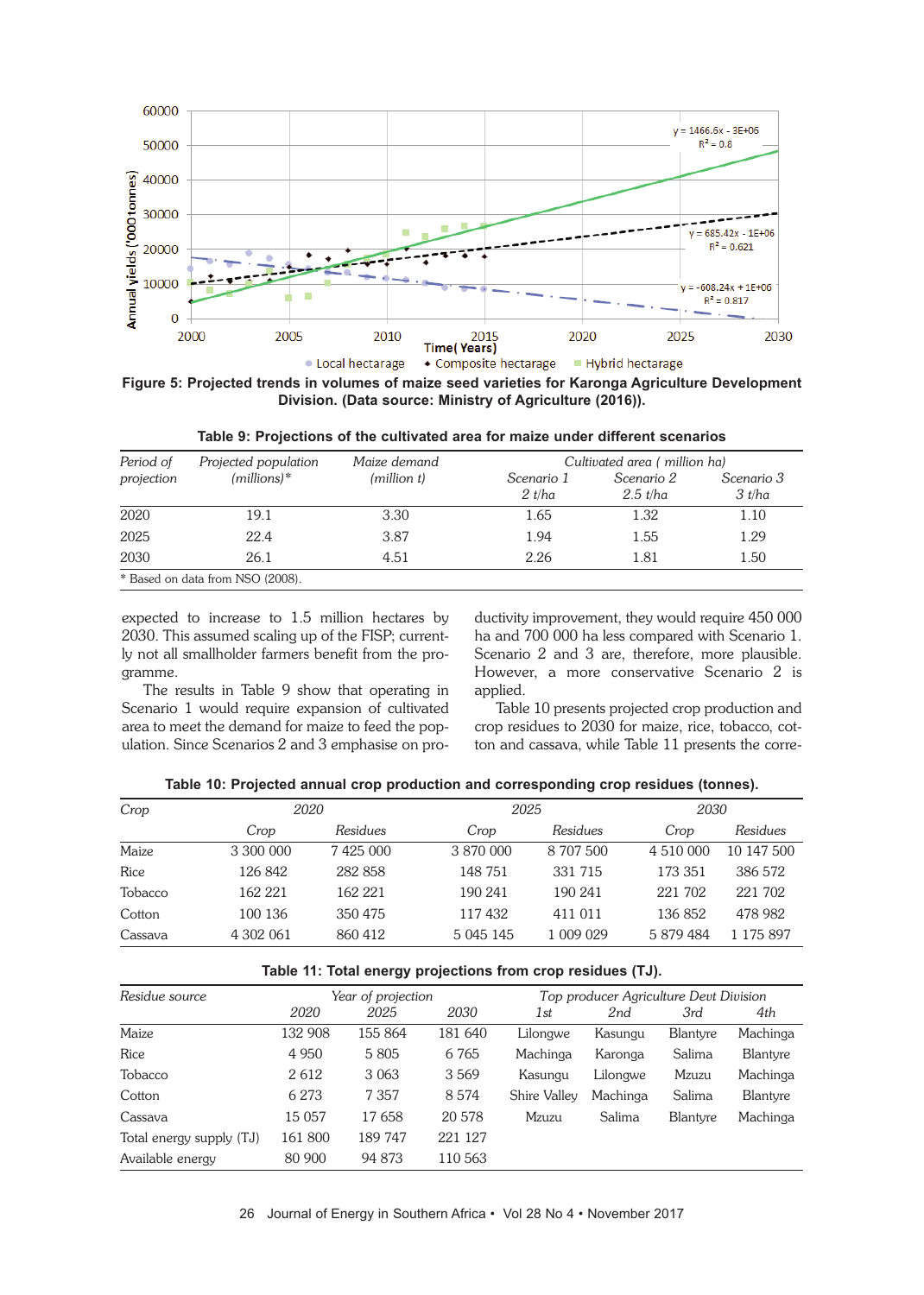**Figure 5: Projected trends in volumes of maize seed varieties for Karonga Agriculture Development Division. (Data source: Ministry of Agriculture (2016)).**

**Table 9: Projections of the cultivated area for maize under different scenarios**

| *Period of projection* | *Projected population (millions)\** | *Maize demand (million t)* | *Cultivated area ( million ha)* | | |
|---|---|---|---|---|---|
| | | | *Scenario 1 2 t/ha* | *Scenario 2 2.5 t/ha* | *Scenario 3 3 t/ha* |
| 2020 | 19.1 | 3.30 | 1.65 | 1.32 | 1.10 |
| 2025 | 22.4 | 3.87 | 1.94 | 1.55 | 1.29 |
| 2030 | 26.1 | 4.51 | 2.26 | 1.81 | 1.50 |

\* Based on data from NSO (2008).

expected to increase to 1.5 million hectares by 2030. This assumed scaling up of the FISP; currently not all smallholder farmers benefit from the programme.

The results in Table 9 show that operating in Scenario 1 would require expansion of cultivated area to meet the demand for maize to feed the population. Since Scenarios 2 and 3 emphasise on productivity improvement, they would require 450 000 ha and 700 000 ha less compared with Scenario 1. Scenario 2 and 3 are, therefore, more plausible. However, a more conservative Scenario 2 is applied.

Table 10 presents projected crop production and crop residues to 2030 for maize, rice, tobacco, cotton and cassava, while Table 11 presents the corre-

**Table 10: Projected annual crop production and corresponding crop residues (tonnes).**

| *Crop* | *2020* | | *2025* | | *2030* | |
|---|---|---|---|---|---|---|
| | *Crop* | *Residues* | *Crop* | *Residues* | *Crop* | *Residues* |
| Maize | 3 300 000 | 7 425 000 | 3 870 000 | 8 707 500 | 4 510 000 | 10 147 500 |
| Rice | 126 842 | 282 858 | 148 751 | 331 715 | 173 351 | 386 572 |
| Tobacco | 162 221 | 162 221 | 190 241 | 190 241 | 221 702 | 221 702 |
| Cotton | 100 136 | 350 475 | 117 432 | 411 011 | 136 852 | 478 982 |
| Cassava | 4 302 061 | 860 412 | 5 045 145 | 1 009 029 | 5 879 484 | 1 175 897 |

**Table 11: Total energy projections from crop residues (TJ).**

| *Residue source* | *Year of projection* | | | *Top producer Agriculture Devt Division* | | | |
|---|---|---|---|---|---|---|---|
| | *2020* | *2025* | *2030* | *1st* | *2nd* | *3rd* | *4th* |
| Maize | 132 908 | 155 864 | 181 640 | Lilongwe | Kasungu | Blantyre | Machinga |
| Rice | 4 950 | 5 805 | 6 765 | Machinga | Karonga | Salima | Blantyre |
| Tobacco | 2 612 | 3 063 | 3 569 | Kasungu | Lilongwe | Mzuzu | Machinga |
| Cotton | 6 273 | 7 357 | 8 574 | Shire Valley | Machinga | Salima | Blantyre |
| Cassava | 15 057 | 17 658 | 20 578 | Mzuzu | Salima | Blantyre | Machinga |
| Total energy supply (TJ) | 161 800 | 189 747 | 221 127 | | | | |
| Available energy | 80 900 | 94 873 | 110 563 | | | | |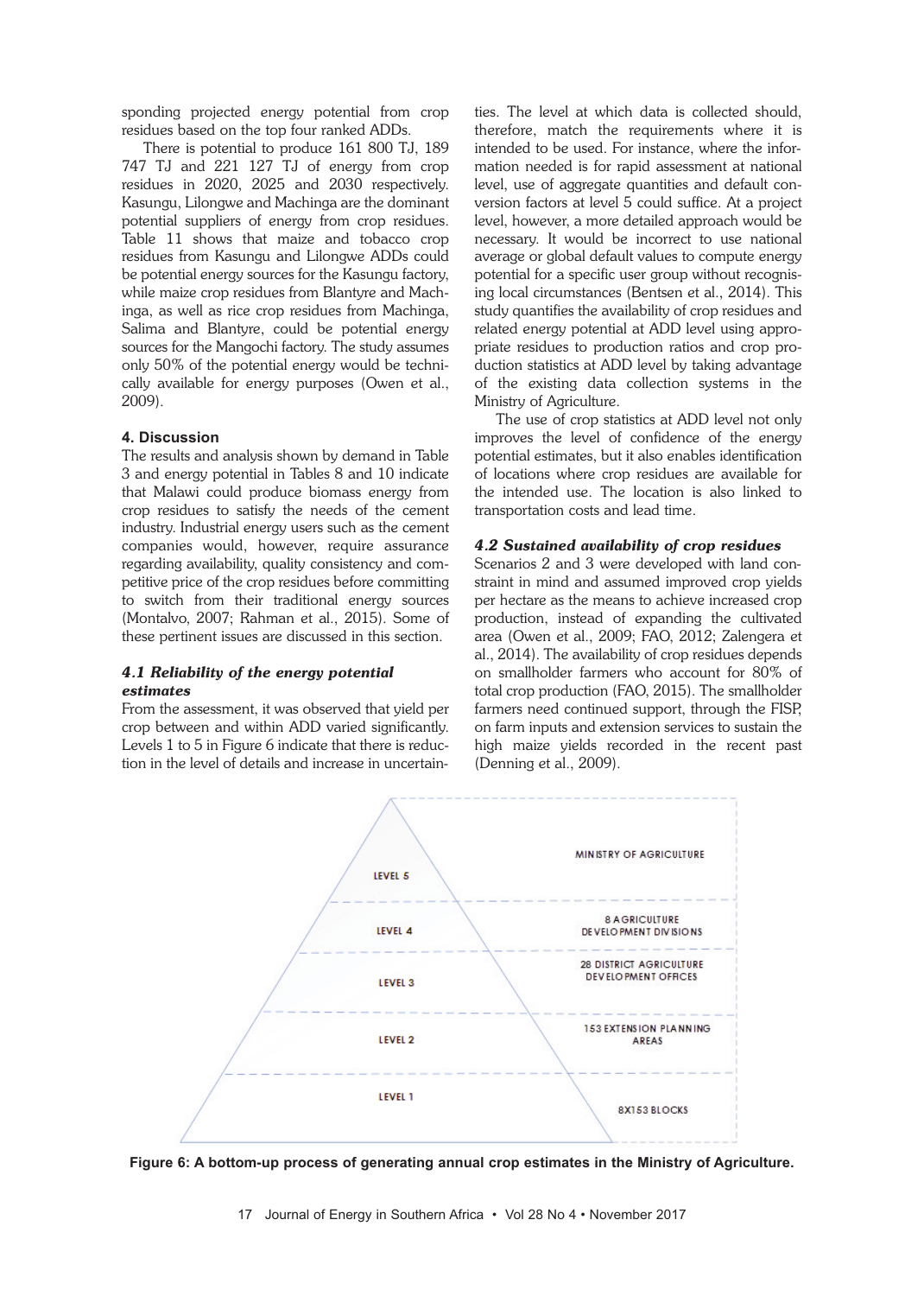sponding projected energy potential from crop residues based on the top four ranked ADDs.

There is potential to produce 161 800 TJ, 189 747 TJ and 221 127 TJ of energy from crop residues in 2020, 2025 and 2030 respectively. Kasungu, Lilongwe and Machinga are the dominant potential suppliers of energy from crop residues. Table 11 shows that maize and tobacco crop residues from Kasungu and Lilongwe ADDs could be potential energy sources for the Kasungu factory, while maize crop residues from Blantyre and Machinga, as well as rice crop residues from Machinga, Salima and Blantyre, could be potential energy sources for the Mangochi factory. The study assumes only 50% of the potential energy would be technically available for energy purposes (Owen et al., 2009).

## 4. Discussion

The results and analysis shown by demand in Table 3 and energy potential in Tables 8 and 10 indicate that Malawi could produce biomass energy from crop residues to satisfy the needs of the cement industry. Industrial energy users such as the cement companies would, however, require assurance regarding availability, quality consistency and competitive price of the crop residues before committing to switch from their traditional energy sources (Montalvo, 2007; Rahman et al., 2015). Some of these pertinent issues are discussed in this section.

### *4.1 Reliability of the energy potential estimates*

From the assessment, it was observed that yield per crop between and within ADD varied significantly. Levels 1 to 5 in Figure 6 indicate that there is reduction in the level of details and increase in uncertainties. The level at which data is collected should, therefore, match the requirements where it is intended to be used. For instance, where the information needed is for rapid assessment at national level, use of aggregate quantities and default conversion factors at level 5 could suffice. At a project level, however, a more detailed approach would be necessary. It would be incorrect to use national average or global default values to compute energy potential for a specific user group without recognising local circumstances (Bentsen et al., 2014). This study quantifies the availability of crop residues and related energy potential at ADD level using appropriate residues to production ratios and crop production statistics at ADD level by taking advantage of the existing data collection systems in the Ministry of Agriculture.

The use of crop statistics at ADD level not only improves the level of confidence of the energy potential estimates, but it also enables identification of locations where crop residues are available for the intended use. The location is also linked to transportation costs and lead time.

### *4.2 Sustained availability of crop residues*

Scenarios 2 and 3 were developed with land constraint in mind and assumed improved crop yields per hectare as the means to achieve increased crop production, instead of expanding the cultivated area (Owen et al., 2009; FAO, 2012; Zalengera et al., 2014). The availability of crop residues depends on smallholder farmers who account for 80% of total crop production (FAO, 2015). The smallholder farmers need continued support, through the FISP, on farm inputs and extension services to sustain the high maize yields recorded in the recent past (Denning et al., 2009).

| Level | Source |
|---|---|
| LEVEL 5 | MINISTRY OF AGRICULTURE |
| LEVEL 4 | 8 AGRICULTURE DEVELOPMENT DIVISIONS |
| LEVEL 3 | 28 DISTRICT AGRICULTURE DEVELOPMENT OFFICES |
| LEVEL 2 | 153 EXTENSION PLANNING AREAS |
| LEVEL 1 | 8X153 BLOCKS |

**Figure 6: A bottom-up process of generating annual crop estimates in the Ministry of Agriculture.**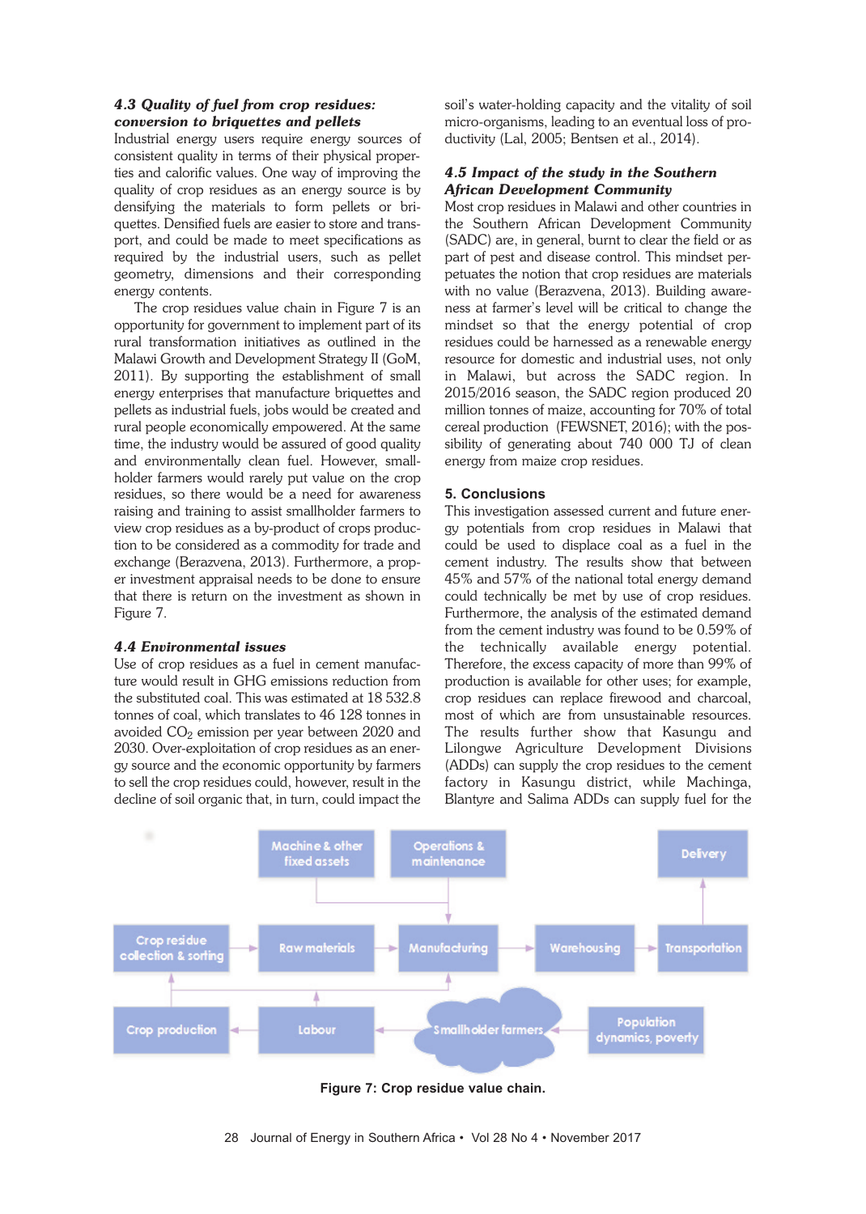### *4.3 Quality of fuel from crop residues: conversion to briquettes and pellets*

Industrial energy users require energy sources of consistent quality in terms of their physical properties and calorific values. One way of improving the quality of crop residues as an energy source is by densifying the materials to form pellets or briquettes. Densified fuels are easier to store and transport, and could be made to meet specifications as required by the industrial users, such as pellet geometry, dimensions and their corresponding energy contents.

The crop residues value chain in Figure 7 is an opportunity for government to implement part of its rural transformation initiatives as outlined in the Malawi Growth and Development Strategy II (GoM, 2011). By supporting the establishment of small energy enterprises that manufacture briquettes and pellets as industrial fuels, jobs would be created and rural people economically empowered. At the same time, the industry would be assured of good quality and environmentally clean fuel. However, smallholder farmers would rarely put value on the crop residues, so there would be a need for awareness raising and training to assist smallholder farmers to view crop residues as a by-product of crops production to be considered as a commodity for trade and exchange (Berazvena, 2013). Furthermore, a proper investment appraisal needs to be done to ensure that there is return on the investment as shown in Figure 7.

### *4.4 Environmental issues*

Use of crop residues as a fuel in cement manufacture would result in GHG emissions reduction from the substituted coal. This was estimated at 18 532.8 tonnes of coal, which translates to 46 128 tonnes in avoided $CO_2$ emission per year between 2020 and 2030. Over-exploitation of crop residues as an energy source and the economic opportunity by farmers to sell the crop residues could, however, result in the decline of soil organic that, in turn, could impact the soil's water-holding capacity and the vitality of soil micro-organisms, leading to an eventual loss of productivity (Lal, 2005; Bentsen et al., 2014).

### *4.5 Impact of the study in the Southern African Development Community*

Most crop residues in Malawi and other countries in the Southern African Development Community (SADC) are, in general, burnt to clear the field or as part of pest and disease control. This mindset perpetuates the notion that crop residues are materials with no value (Berazvena, 2013). Building awareness at farmer's level will be critical to change the mindset so that the energy potential of crop residues could be harnessed as a renewable energy resource for domestic and industrial uses, not only in Malawi, but across the SADC region. In 2015/2016 season, the SADC region produced 20 million tonnes of maize, accounting for 70% of total cereal production (FEWSNET, 2016); with the possibility of generating about 740 000 TJ of clean energy from maize crop residues.

## 5. Conclusions

This investigation assessed current and future energy potentials from crop residues in Malawi that could be used to displace coal as a fuel in the cement industry. The results show that between 45% and 57% of the national total energy demand could technically be met by use of crop residues. Furthermore, the analysis of the estimated demand from the cement industry was found to be 0.59% of the technically available energy potential. Therefore, the excess capacity of more than 99% of production is available for other uses; for example, crop residues can replace firewood and charcoal, most of which are from unsustainable resources. The results further show that Kasungu and Lilongwe Agriculture Development Divisions (ADDs) can supply the crop residues to the cement factory in Kasungu district, while Machinga, Blantyre and Salima ADDs can supply fuel for the

**Figure 7: Crop residue value chain.**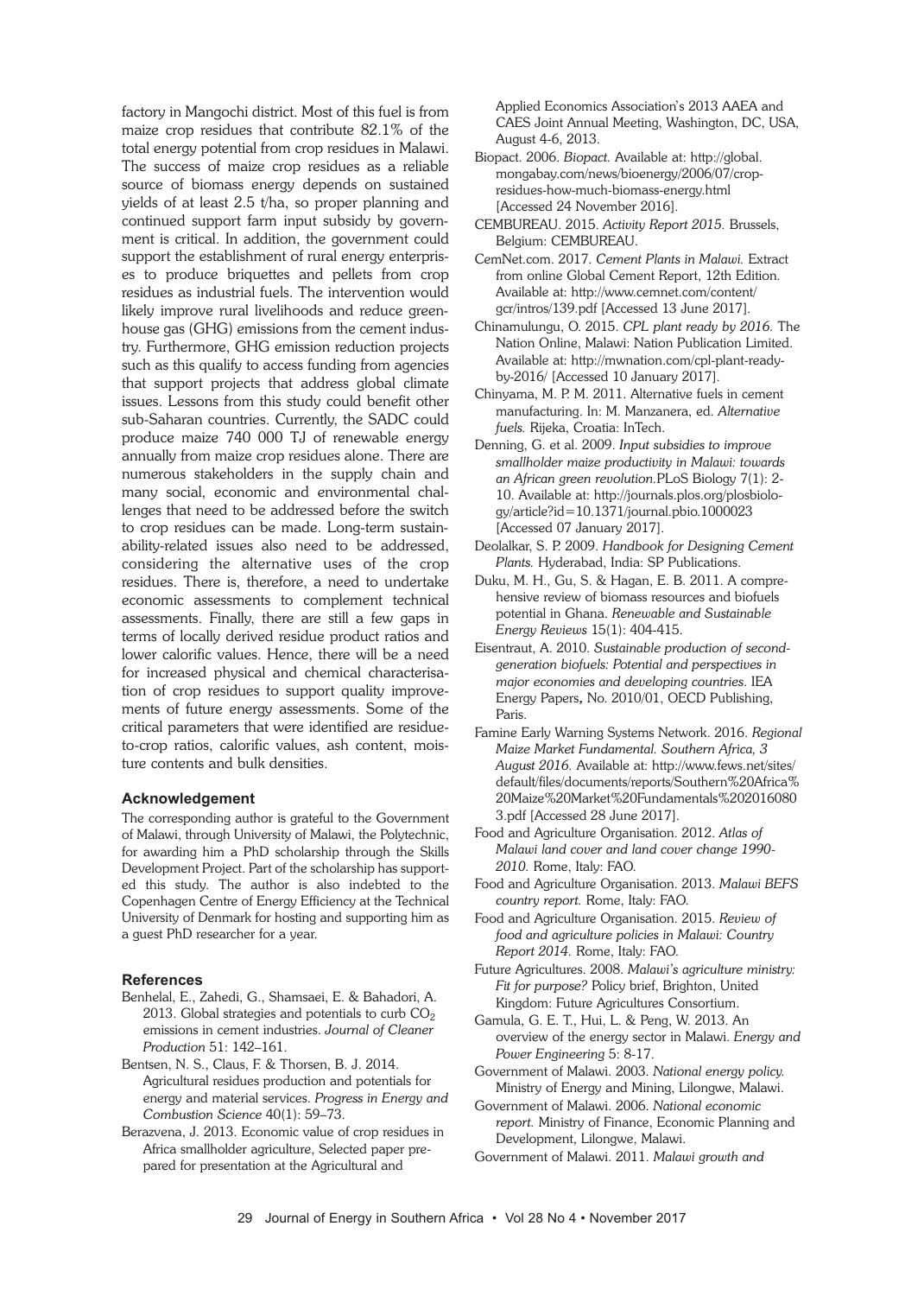factory in Mangochi district. Most of this fuel is from maize crop residues that contribute 82.1% of the total energy potential from crop residues in Malawi. The success of maize crop residues as a reliable source of biomass energy depends on sustained yields of at least 2.5 t/ha, so proper planning and continued support farm input subsidy by government is critical. In addition, the government could support the establishment of rural energy enterprises to produce briquettes and pellets from crop residues as industrial fuels. The intervention would likely improve rural livelihoods and reduce greenhouse gas (GHG) emissions from the cement industry. Furthermore, GHG emission reduction projects such as this qualify to access funding from agencies that support projects that address global climate issues. Lessons from this study could benefit other sub-Saharan countries. Currently, the SADC could produce maize 740 000 TJ of renewable energy annually from maize crop residues alone. There are numerous stakeholders in the supply chain and many social, economic and environmental challenges that need to be addressed before the switch to crop residues can be made. Long-term sustainability-related issues also need to be addressed, considering the alternative uses of the crop residues. There is, therefore, a need to undertake economic assessments to complement technical assessments. Finally, there are still a few gaps in terms of locally derived residue product ratios and lower calorific values. Hence, there will be a need for increased physical and chemical characterisation of crop residues to support quality improvements of future energy assessments. Some of the critical parameters that were identified are residue-to-crop ratios, calorific values, ash content, moisture contents and bulk densities.

### Acknowledgement

The corresponding author is grateful to the Government of Malawi, through University of Malawi, the Polytechnic, for awarding him a PhD scholarship through the Skills Development Project. Part of the scholarship has supported this study. The author is also indebted to the Copenhagen Centre of Energy Efficiency at the Technical University of Denmark for hosting and supporting him as a guest PhD researcher for a year.

### References

Benhelal, E., Zahedi, G., Shamsaei, E. & Bahadori, A. 2013. Global strategies and potentials to curb $CO_2$ emissions in cement industries. *Journal of Cleaner Production* 51: 142–161.

Bentsen, N. S., Claus, F. & Thorsen, B. J. 2014. Agricultural residues production and potentials for energy and material services. *Progress in Energy and Combustion Science* 40(1): 59–73.

Berazvena, J. 2013. Economic value of crop residues in Africa smallholder agriculture, Selected paper prepared for presentation at the Agricultural and Applied Economics Association's 2013 AAEA and CAES Joint Annual Meeting, Washington, DC, USA, August 4-6, 2013.

Biopact. 2006. *Biopact.* Available at: http://global.mongabay.com/news/bioenergy/2006/07/crop-residues-how-much-biomass-energy.html [Accessed 24 November 2016].

CEMBUREAU. 2015. *Activity Report 2015.* Brussels, Belgium: CEMBUREAU.

CemNet.com. 2017. *Cement Plants in Malawi.* Extract from online Global Cement Report, 12th Edition. Available at: http://www.cemnet.com/content/gcr/intros/139.pdf [Accessed 13 June 2017].

Chinamulungu, O. 2015. *CPL plant ready by 2016.* The Nation Online, Malawi: Nation Publication Limited. Available at: http://mwnation.com/cpl-plant-ready-by-2016/ [Accessed 10 January 2017].

Chinyama, M. P. M. 2011. Alternative fuels in cement manufacturing. In: M. Manzanera, ed. *Alternative fuels.* Rijeka, Croatia: InTech.

Denning, G. et al. 2009. *Input subsidies to improve smallholder maize productivity in Malawi: towards an African green revolution.*PLoS Biology 7(1): 2-10. Available at: http://journals.plos.org/plosbiology/article?id=10.1371/journal.pbio.1000023 [Accessed 07 January 2017].

Deolalkar, S. P. 2009. *Handbook for Designing Cement Plants.* Hyderabad, India: SP Publications.

Duku, M. H., Gu, S. & Hagan, E. B. 2011. A comprehensive review of biomass resources and biofuels potential in Ghana. *Renewable and Sustainable Energy Reviews* 15(1): 404-415.

Eisentraut, A. 2010. *Sustainable production of second-generation biofuels: Potential and perspectives in major economies and developing countries.* IEA Energy Papers**,** No. 2010/01, OECD Publishing, Paris.

Famine Early Warning Systems Network. 2016. *Regional Maize Market Fundamental. Southern Africa, 3 August 2016.* Available at: http://www.fews.net/sites/default/files/documents/reports/Southern%20Africa%20Maize%20Market%20Fundamentals%202016080 3.pdf [Accessed 28 June 2017].

Food and Agriculture Organisation. 2012. *Atlas of Malawi land cover and land cover change 1990-2010.* Rome, Italy: FAO.

Food and Agriculture Organisation. 2013. *Malawi BEFS country report.* Rome, Italy: FAO.

Food and Agriculture Organisation. 2015. *Review of food and agriculture policies in Malawi: Country Report 2014.* Rome, Italy: FAO.

Future Agricultures. 2008. *Malawi's agriculture ministry: Fit for purpose?* Policy brief, Brighton, United Kingdom: Future Agricultures Consortium.

Gamula, G. E. T., Hui, L. & Peng, W. 2013. An overview of the energy sector in Malawi. *Energy and Power Engineering* 5: 8-17.

Government of Malawi. 2003. *National energy policy.* Ministry of Energy and Mining, Lilongwe, Malawi.

Government of Malawi. 2006. *National economic report.* Ministry of Finance, Economic Planning and Development, Lilongwe, Malawi.

Government of Malawi. 2011. *Malawi growth and*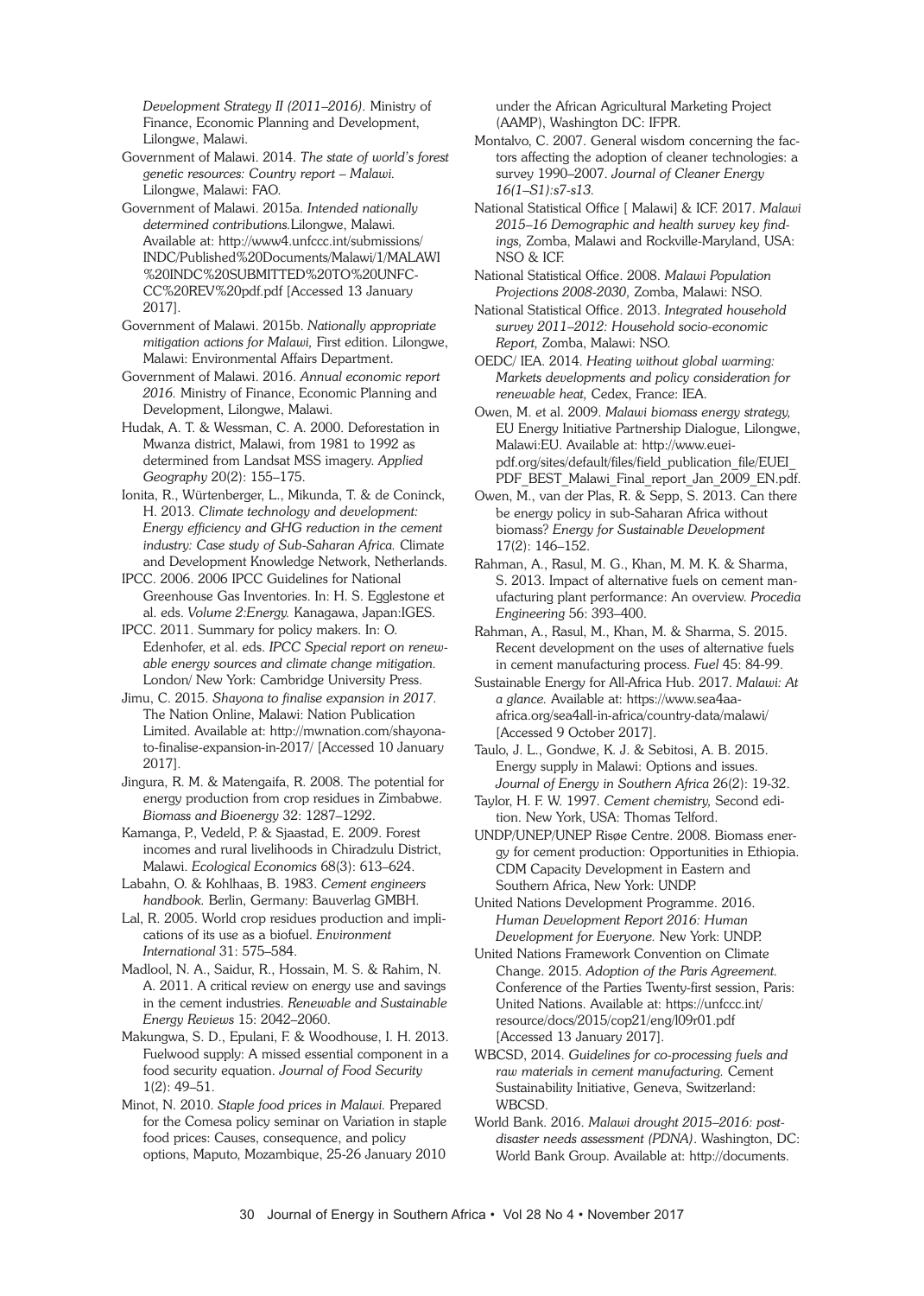*Development Strategy II (2011–2016).* Ministry of Finance, Economic Planning and Development, Lilongwe, Malawi.

Government of Malawi. 2014. *The state of world's forest genetic resources: Country report – Malawi.* Lilongwe, Malawi: FAO.

Government of Malawi. 2015a. *Intended nationally determined contributions.*Lilongwe, Malawi. Available at: http://www4.unfccc.int/submissions/INDC/Published%20Documents/Malawi/1/MALAWI%20INDC%20SUBMITTED%20TO%20UNFCCC%20REV%20pdf.pdf [Accessed 13 January 2017].

Government of Malawi. 2015b. *Nationally appropriate mitigation actions for Malawi,* First edition. Lilongwe, Malawi: Environmental Affairs Department.

Government of Malawi. 2016. *Annual economic report 2016.* Ministry of Finance, Economic Planning and Development, Lilongwe, Malawi.

Hudak, A. T. & Wessman, C. A. 2000. Deforestation in Mwanza district, Malawi, from 1981 to 1992 as determined from Landsat MSS imagery. *Applied Geography* 20(2): 155–175.

Ionita, R., Würtenberger, L., Mikunda, T. & de Coninck, H. 2013. *Climate technology and development: Energy efficiency and GHG reduction in the cement industry: Case study of Sub-Saharan Africa.* Climate and Development Knowledge Network, Netherlands.

IPCC. 2006. 2006 IPCC Guidelines for National Greenhouse Gas Inventories. In: H. S. Egglestone et al. eds. *Volume 2:Energy.* Kanagawa, Japan:IGES.

IPCC. 2011. Summary for policy makers. In: O. Edenhofer, et al. eds. *IPCC Special report on renewable energy sources and climate change mitigation.* London/ New York: Cambridge University Press.

Jimu, C. 2015. *Shayona to finalise expansion in 2017.* The Nation Online, Malawi: Nation Publication Limited. Available at: http://mwnation.com/shayona-to-finalise-expansion-in-2017/ [Accessed 10 January 2017].

Jingura, R. M. & Matengaifa, R. 2008. The potential for energy production from crop residues in Zimbabwe. *Biomass and Bioenergy* 32: 1287–1292.

Kamanga, P., Vedeld, P. & Sjaastad, E. 2009. Forest incomes and rural livelihoods in Chiradzulu District, Malawi. *Ecological Economics* 68(3): 613–624.

Labahn, O. & Kohlhaas, B. 1983. *Cement engineers handbook.* Berlin, Germany: Bauverlag GMBH.

Lal, R. 2005. World crop residues production and implications of its use as a biofuel. *Environment International* 31: 575–584.

Madlool, N. A., Saidur, R., Hossain, M. S. & Rahim, N. A. 2011. A critical review on energy use and savings in the cement industries. *Renewable and Sustainable Energy Reviews* 15: 2042–2060.

Makungwa, S. D., Epulani, F. & Woodhouse, I. H. 2013. Fuelwood supply: A missed essential component in a food security equation. *Journal of Food Security* 1(2): 49–51.

Minot, N. 2010. *Staple food prices in Malawi.* Prepared for the Comesa policy seminar on Variation in staple food prices: Causes, consequence, and policy options, Maputo, Mozambique, 25-26 January 2010 under the African Agricultural Marketing Project (AAMP), Washington DC: IFPR.

Montalvo, C. 2007. General wisdom concerning the factors affecting the adoption of cleaner technologies: a survey 1990–2007. *Journal of Cleaner Energy 16(1–S1):s7-s13.*

National Statistical Office [ Malawi] & ICF. 2017. *Malawi 2015–16 Demographic and health survey key findings,* Zomba, Malawi and Rockville-Maryland, USA: NSO & ICF.

National Statistical Office. 2008. *Malawi Population Projections 2008-2030,* Zomba, Malawi: NSO.

National Statistical Office. 2013. *Integrated household survey 2011–2012: Household socio-economic Report,* Zomba, Malawi: NSO.

OEDC/ IEA. 2014. *Heating without global warming: Markets developments and policy consideration for renewable heat,* Cedex, France: IEA.

Owen, M. et al. 2009. *Malawi biomass energy strategy,* EU Energy Initiative Partnership Dialogue, Lilongwe, Malawi:EU. Available at: http://www.euei-pdf.org/sites/default/files/field_publication_file/EUEI_PDF_BEST_Malawi_Final_report_Jan_2009_EN.pdf.

Owen, M., van der Plas, R. & Sepp, S. 2013. Can there be energy policy in sub-Saharan Africa without biomass? *Energy for Sustainable Development* 17(2): 146–152.

Rahman, A., Rasul, M. G., Khan, M. M. K. & Sharma, S. 2013. Impact of alternative fuels on cement manufacturing plant performance: An overview. *Procedia Engineering* 56: 393–400.

Rahman, A., Rasul, M., Khan, M. & Sharma, S. 2015. Recent development on the uses of alternative fuels in cement manufacturing process. *Fuel* 45: 84-99.

Sustainable Energy for All-Africa Hub. 2017. *Malawi: At a glance.* Available at: https://www.sea4aa-africa.org/sea4all-in-africa/country-data/malawi/ [Accessed 9 October 2017].

Taulo, J. L., Gondwe, K. J. & Sebitosi, A. B. 2015. Energy supply in Malawi: Options and issues. *Journal of Energy in Southern Africa* 26(2): 19-32.

Taylor, H. F. W. 1997. *Cement chemistry,* Second edition. New York, USA: Thomas Telford.

UNDP/UNEP/UNEP Risøe Centre. 2008. Biomass energy for cement production: Opportunities in Ethiopia. CDM Capacity Development in Eastern and Southern Africa, New York: UNDP.

United Nations Development Programme. 2016. *Human Development Report 2016: Human Development for Everyone.* New York: UNDP.

United Nations Framework Convention on Climate Change. 2015. *Adoption of the Paris Agreement.* Conference of the Parties Twenty-first session, Paris: United Nations. Available at: https://unfccc.int/resource/docs/2015/cop21/eng/l09r01.pdf [Accessed 13 January 2017].

WBCSD, 2014. *Guidelines for co-processing fuels and raw materials in cement manufacturing.* Cement Sustainability Initiative, Geneva, Switzerland: WBCSD.

World Bank. 2016. *Malawi drought 2015–2016: post-disaster needs assessment (PDNA)*. Washington, DC: World Bank Group. Available at: http://documents.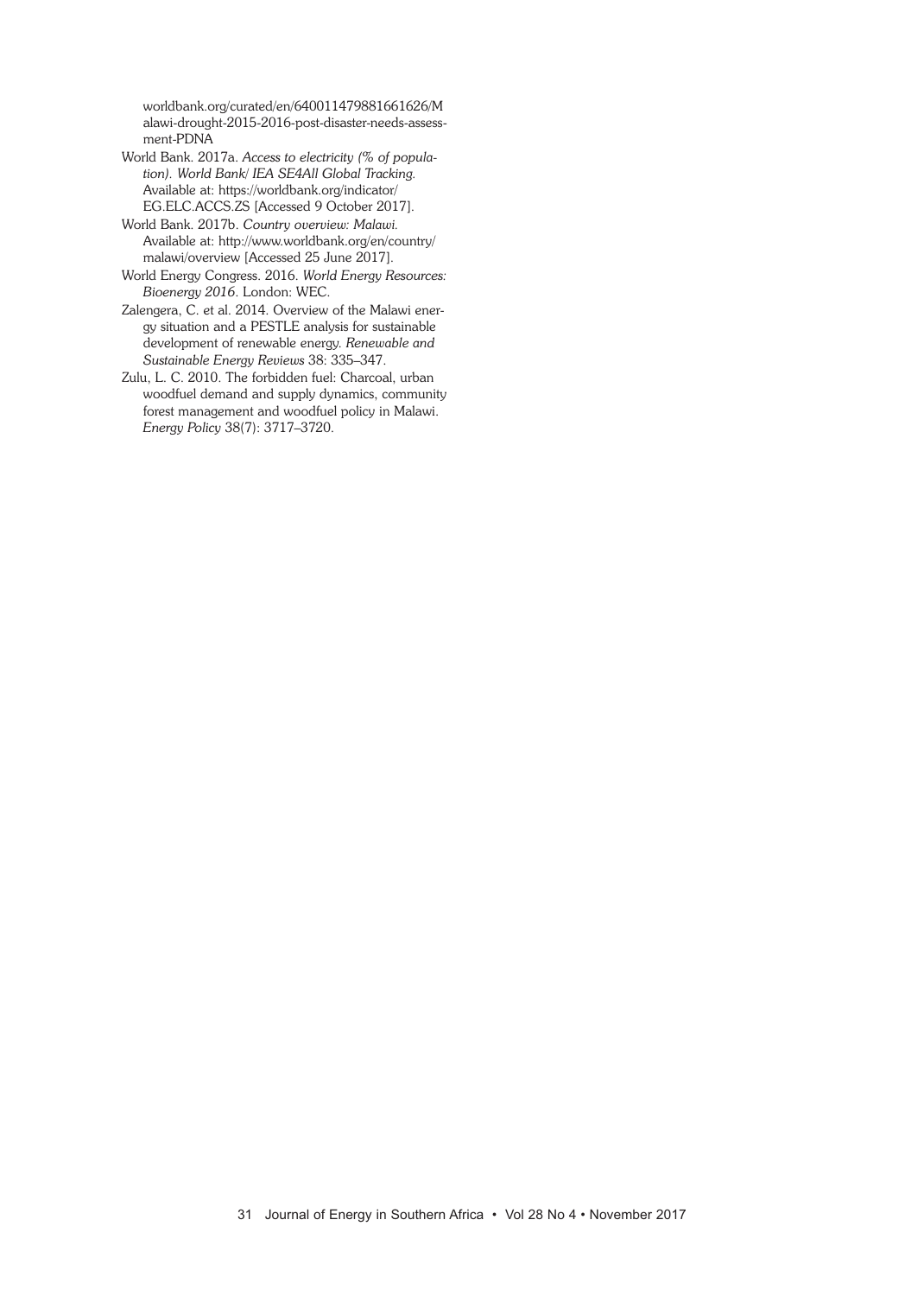worldbank.org/curated/en/640011479881661626/Malawi-drought-2015-2016-post-disaster-needs-assessment-PDNA

World Bank. 2017a. *Access to electricity (% of population). World Bank/ IEA SE4All Global Tracking.* Available at: https://worldbank.org/indicator/EG.ELC.ACCS.ZS [Accessed 9 October 2017].

World Bank. 2017b. *Country overview: Malawi.* Available at: http://www.worldbank.org/en/country/malawi/overview [Accessed 25 June 2017].

World Energy Congress. 2016. *World Energy Resources: Bioenergy 2016*. London: WEC.

Zalengera, C. et al. 2014. Overview of the Malawi energy situation and a PESTLE analysis for sustainable development of renewable energy. *Renewable and Sustainable Energy Reviews* 38: 335–347.

Zulu, L. C. 2010. The forbidden fuel: Charcoal, urban woodfuel demand and supply dynamics, community forest management and woodfuel policy in Malawi. *Energy Policy* 38(7): 3717–3720.